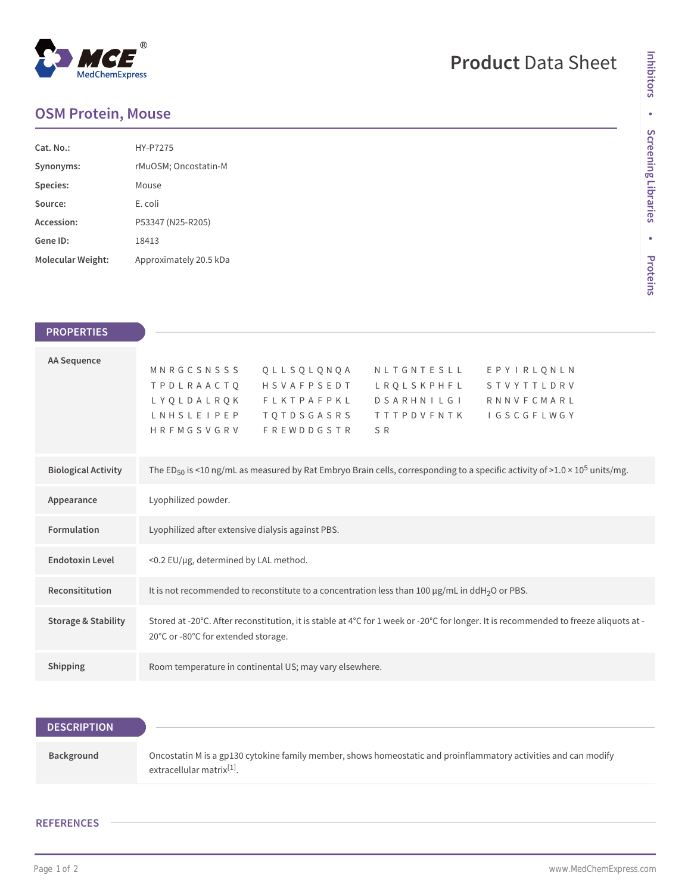# OSM Protein, Mouse

| | |
|---|---|
| **Cat. No.:** | HY-P7275 |
| **Synonyms:** | rMuOSM; Oncostatin-M |
| **Species:** | Mouse |
| **Source:** | E. coli |
| **Accession:** | P53347 (N25-R205) |
| **Gene ID:** | 18413 |
| **Molecular Weight:** | Approximately 20.5 kDa |

## PROPERTIES

| | |
|---|---|
| **AA Sequence** | MNRGCSNSSS QLLSQLQNQA NLTGNTESLL EPYIRLQNLN TPDLRAACTQ HSVAFPSEDT LRQLSKPHFL STVYTTLDRV LYQLDALRQK FLKTPAFPKL DSARHNILGI RNNVFCMARL LNHSLEIPEP TQTDSGASRS TTTPDVFNTK IGSCGFLWGY HRFMGSVGRV FREWDDGSTR SR |
| **Biological Activity** | The $ED_{50}$ is <10 ng/mL as measured by Rat Embryo Brain cells, corresponding to a specific activity of >1.0 × $10^5$ units/mg. |
| **Appearance** | Lyophilized powder. |
| **Formulation** | Lyophilized after extensive dialysis against PBS. |
| **Endotoxin Level** | <0.2 EU/μg, determined by LAL method. |
| **Reconsititution** | It is not recommended to reconstitute to a concentration less than 100 μg/mL in $ddH_2O$ or PBS. |
| **Storage & Stability** | Stored at -20°C. After reconstitution, it is stable at 4°C for 1 week or -20°C for longer. It is recommended to freeze aliquots at -20°C or -80°C for extended storage. |
| **Shipping** | Room temperature in continental US; may vary elsewhere. |

## DESCRIPTION

| | |
|---|---|
| **Background** | Oncostatin M is a gp130 cytokine family member, shows homeostatic and proinflammatory activities and can modify extracellular matrix[1]. |

## REFERENCES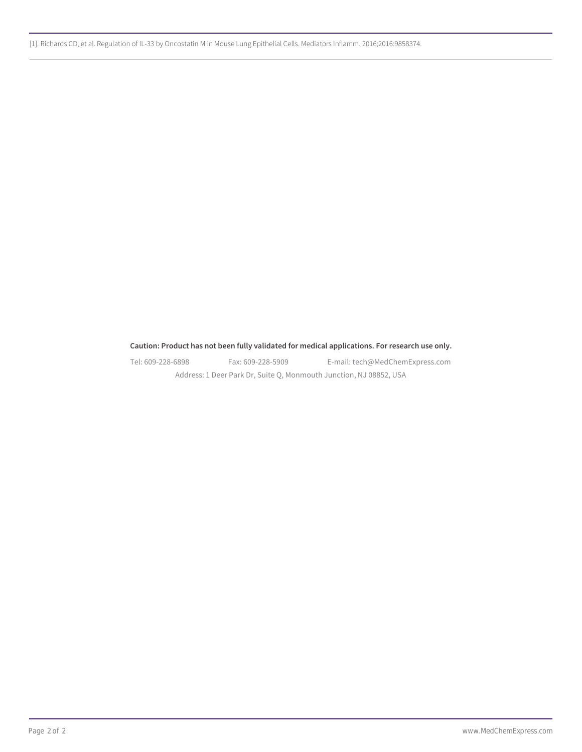[1]. Richards CD, et al. Regulation of IL-33 by Oncostatin M in Mouse Lung Epithelial Cells. Mediators Inflamm. 2016;2016:9858374.

**Caution: Product has not been fully validated for medical applications. For research use only.**

Tel: 609-228-6898 Fax: 609-228-5909 E-mail: tech@MedChemExpress.com

Address: 1 Deer Park Dr, Suite Q, Monmouth Junction, NJ 08852, USA